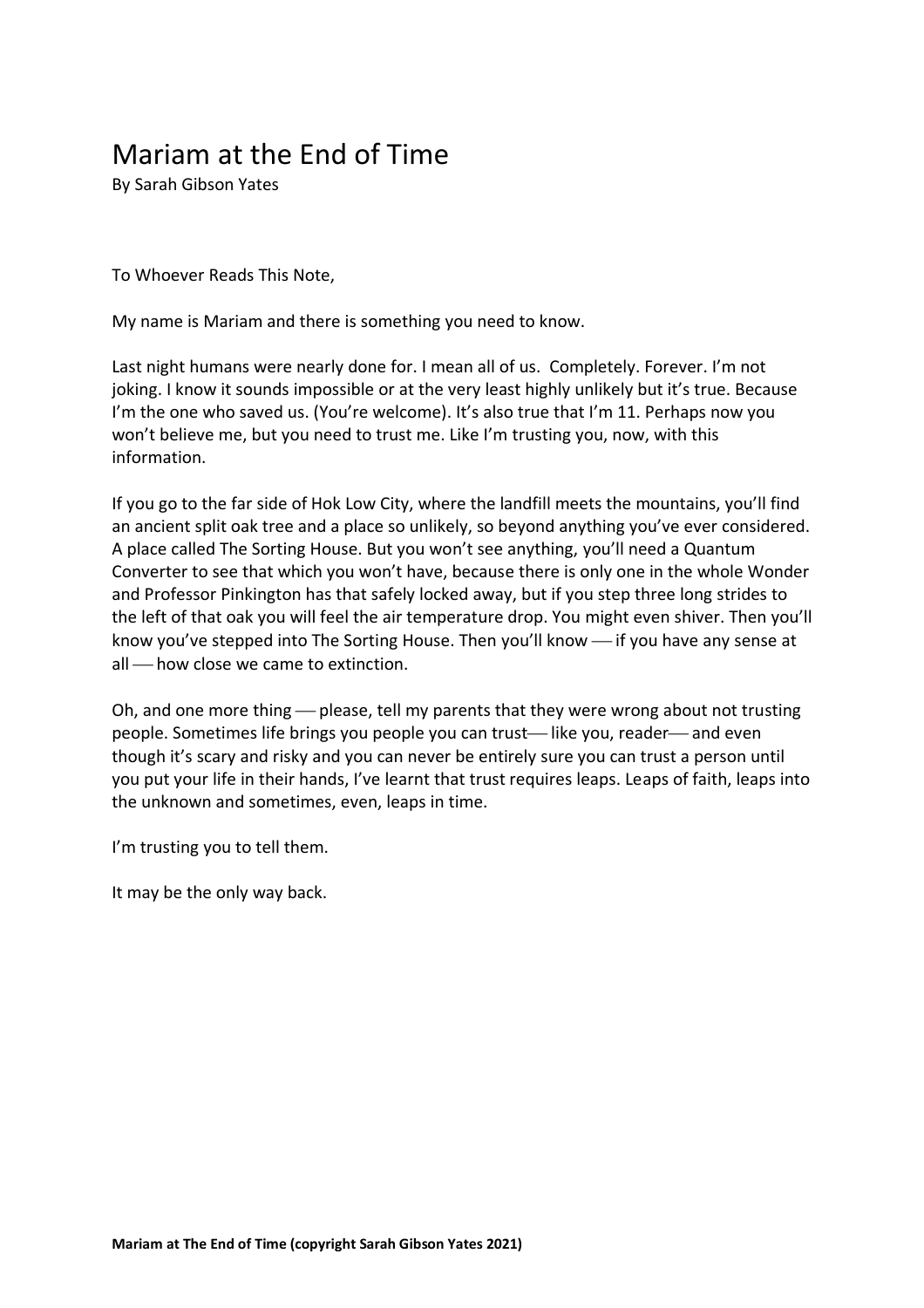# Mariam at the End of Time

By Sarah Gibson Yates

To Whoever Reads This Note,

My name is Mariam and there is something you need to know.

Last night humans were nearly done for. I mean all of us. Completely. Forever. I'm not joking. I know it sounds impossible or at the very least highly unlikely but it's true. Because I'm the one who saved us. (You're welcome). It's also true that I'm 11. Perhaps now you won't believe me, but you need to trust me. Like I'm trusting you, now, with this information.

If you go to the far side of Hok Low City, where the landfill meets the mountains, you'll find an ancient split oak tree and a place so unlikely, so beyond anything you've ever considered. A place called The Sorting House. But you won't see anything, you'll need a Quantum Converter to see that which you won't have, because there is only one in the whole Wonder and Professor Pinkington has that safely locked away, but if you step three long strides to the left of that oak you will feel the air temperature drop. You might even shiver. Then you'll know you've stepped into The Sorting House. Then you'll know — if you have any sense at all — how close we came to extinction.

Oh, and one more thing — please, tell my parents that they were wrong about not trusting people. Sometimes life brings you people you can trust— like you, reader— and even though it's scary and risky and you can never be entirely sure you can trust a person until you put your life in their hands, I've learnt that trust requires leaps. Leaps of faith, leaps into the unknown and sometimes, even, leaps in time.

I'm trusting you to tell them.

It may be the only way back.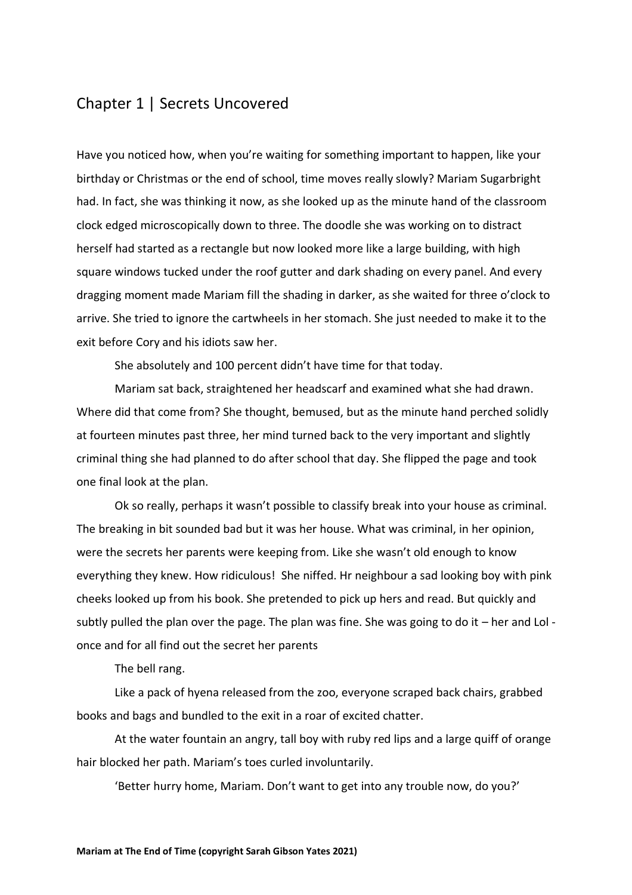## Chapter 1 | Secrets Uncovered

Have you noticed how, when you're waiting for something important to happen, like your birthday or Christmas or the end of school, time moves really slowly? Mariam Sugarbright had. In fact, she was thinking it now, as she looked up as the minute hand of the classroom clock edged microscopically down to three. The doodle she was working on to distract herself had started as a rectangle but now looked more like a large building, with high square windows tucked under the roof gutter and dark shading on every panel. And every dragging moment made Mariam fill the shading in darker, as she waited for three o'clock to arrive. She tried to ignore the cartwheels in her stomach. She just needed to make it to the exit before Cory and his idiots saw her.

She absolutely and 100 percent didn't have time for that today.

Mariam sat back, straightened her headscarf and examined what she had drawn. Where did that come from? She thought, bemused, but as the minute hand perched solidly at fourteen minutes past three, her mind turned back to the very important and slightly criminal thing she had planned to do after school that day. She flipped the page and took one final look at the plan.

Ok so really, perhaps it wasn't possible to classify break into your house as criminal. The breaking in bit sounded bad but it was her house. What was criminal, in her opinion, were the secrets her parents were keeping from. Like she wasn't old enough to know everything they knew. How ridiculous! She niffed. Hr neighbour a sad looking boy with pink cheeks looked up from his book. She pretended to pick up hers and read. But quickly and subtly pulled the plan over the page. The plan was fine. She was going to do it – her and Lol - once and for all find out the secret her parents

The bell rang.

Like a pack of hyena released from the zoo, everyone scraped back chairs, grabbed books and bags and bundled to the exit in a roar of excited chatter.

At the water fountain an angry, tall boy with ruby red lips and a large quiff of orange hair blocked her path. Mariam's toes curled involuntarily.

'Better hurry home, Mariam. Don't want to get into any trouble now, do you?'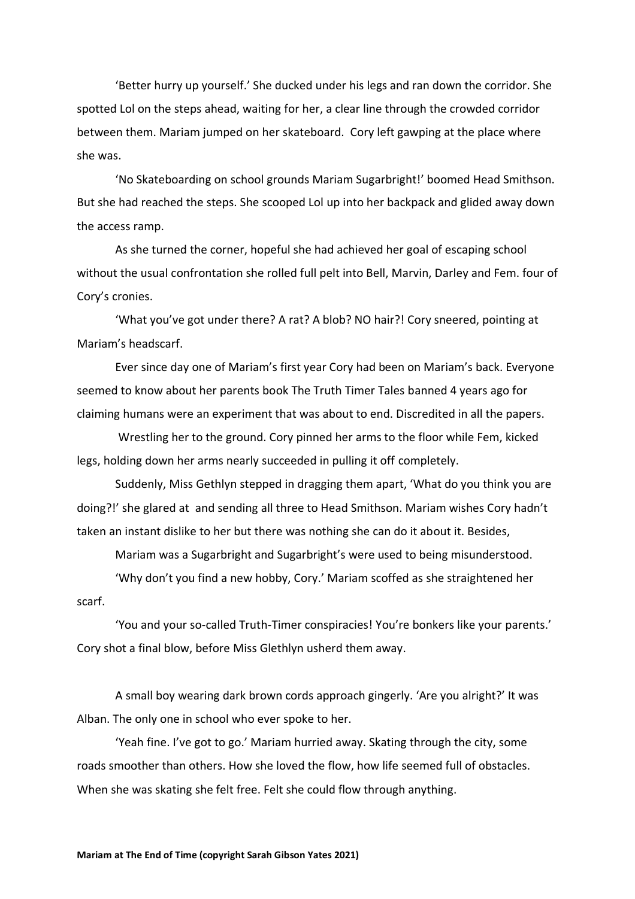'Better hurry up yourself.' She ducked under his legs and ran down the corridor. She spotted Lol on the steps ahead, waiting for her, a clear line through the crowded corridor between them. Mariam jumped on her skateboard. Cory left gawping at the place where she was.

'No Skateboarding on school grounds Mariam Sugarbright!' boomed Head Smithson. But she had reached the steps. She scooped Lol up into her backpack and glided away down the access ramp.

As she turned the corner, hopeful she had achieved her goal of escaping school without the usual confrontation she rolled full pelt into Bell, Marvin, Darley and Fem. four of Cory's cronies.

'What you've got under there? A rat? A blob? NO hair?! Cory sneered, pointing at Mariam's headscarf.

Ever since day one of Mariam's first year Cory had been on Mariam's back. Everyone seemed to know about her parents book The Truth Timer Tales banned 4 years ago for claiming humans were an experiment that was about to end. Discredited in all the papers.

Wrestling her to the ground. Cory pinned her arms to the floor while Fem, kicked legs, holding down her arms nearly succeeded in pulling it off completely.

Suddenly, Miss Gethlyn stepped in dragging them apart, 'What do you think you are doing?!' she glared at and sending all three to Head Smithson. Mariam wishes Cory hadn't taken an instant dislike to her but there was nothing she can do it about it. Besides,

Mariam was a Sugarbright and Sugarbright's were used to being misunderstood.

'Why don't you find a new hobby, Cory.' Mariam scoffed as she straightened her scarf.

'You and your so-called Truth-Timer conspiracies! You're bonkers like your parents.' Cory shot a final blow, before Miss Glethlyn usherd them away.

A small boy wearing dark brown cords approach gingerly. 'Are you alright?' It was Alban. The only one in school who ever spoke to her.

'Yeah fine. I've got to go.' Mariam hurried away. Skating through the city, some roads smoother than others. How she loved the flow, how life seemed full of obstacles. When she was skating she felt free. Felt she could flow through anything.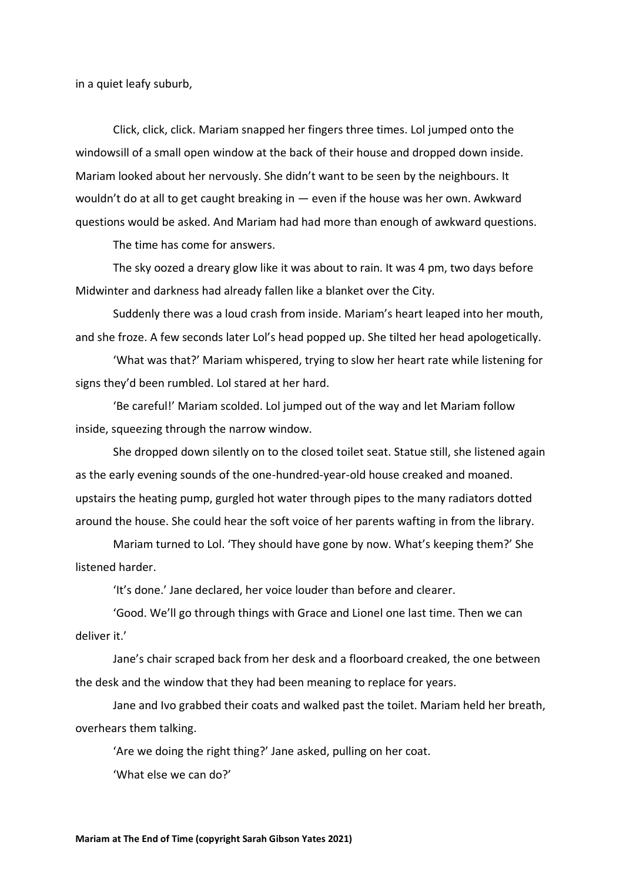in a quiet leafy suburb,

Click, click, click. Mariam snapped her fingers three times. Lol jumped onto the windowsill of a small open window at the back of their house and dropped down inside. Mariam looked about her nervously. She didn't want to be seen by the neighbours. It wouldn't do at all to get caught breaking in — even if the house was her own. Awkward questions would be asked. And Mariam had had more than enough of awkward questions.

The time has come for answers.

The sky oozed a dreary glow like it was about to rain. It was 4 pm, two days before Midwinter and darkness had already fallen like a blanket over the City.

Suddenly there was a loud crash from inside. Mariam's heart leaped into her mouth, and she froze. A few seconds later Lol's head popped up. She tilted her head apologetically.

'What was that?' Mariam whispered, trying to slow her heart rate while listening for signs they'd been rumbled. Lol stared at her hard.

'Be careful!' Mariam scolded. Lol jumped out of the way and let Mariam follow inside, squeezing through the narrow window.

She dropped down silently on to the closed toilet seat. Statue still, she listened again as the early evening sounds of the one-hundred-year-old house creaked and moaned. upstairs the heating pump, gurgled hot water through pipes to the many radiators dotted around the house. She could hear the soft voice of her parents wafting in from the library.

Mariam turned to Lol. 'They should have gone by now. What's keeping them?' She listened harder.

'It's done.' Jane declared, her voice louder than before and clearer.

'Good. We'll go through things with Grace and Lionel one last time. Then we can deliver it.'

Jane's chair scraped back from her desk and a floorboard creaked, the one between the desk and the window that they had been meaning to replace for years.

Jane and Ivo grabbed their coats and walked past the toilet. Mariam held her breath, overhears them talking.

'Are we doing the right thing?' Jane asked, pulling on her coat.

'What else we can do?'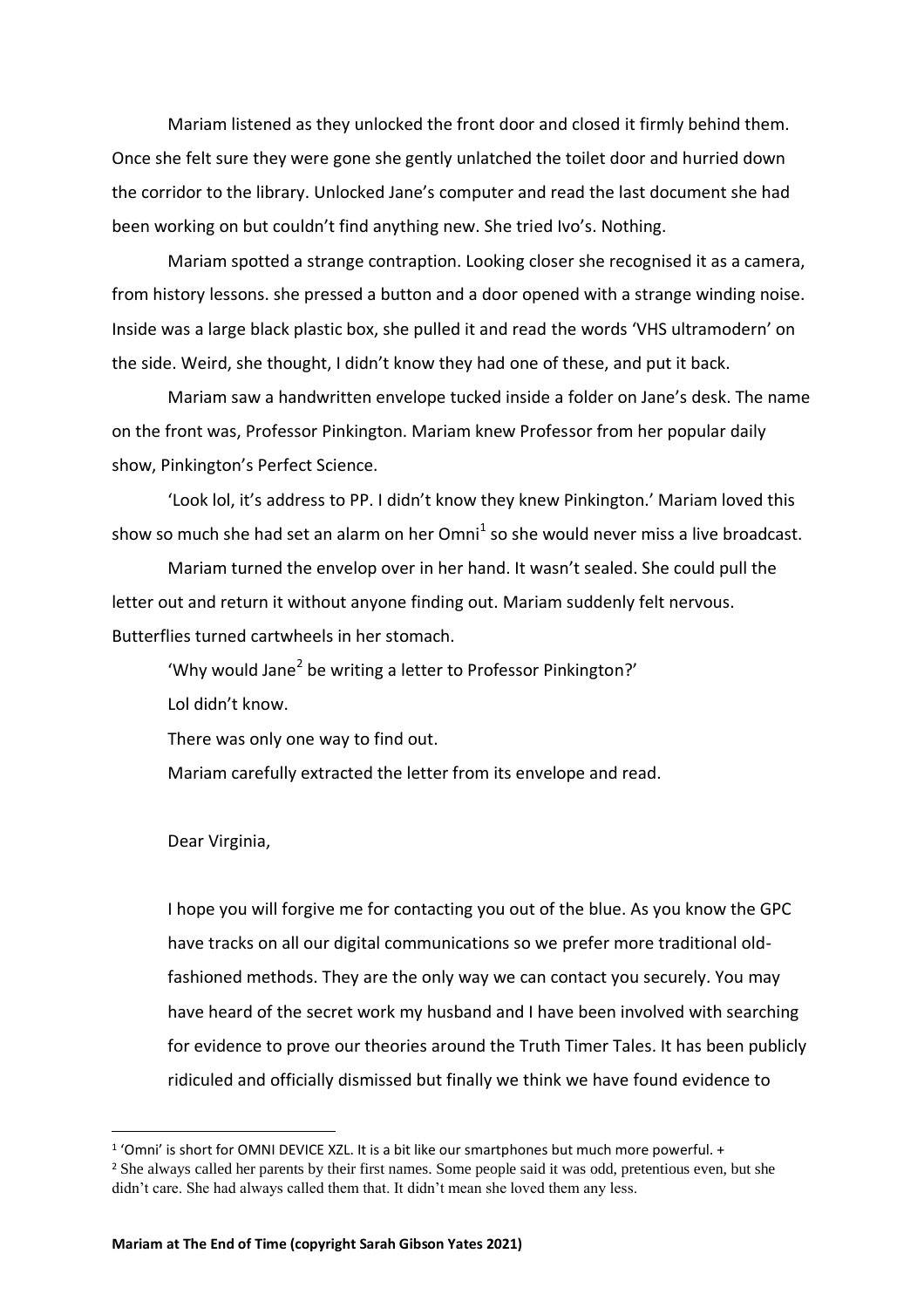Mariam listened as they unlocked the front door and closed it firmly behind them. Once she felt sure they were gone she gently unlatched the toilet door and hurried down the corridor to the library. Unlocked Jane's computer and read the last document she had been working on but couldn't find anything new. She tried Ivo's. Nothing.

Mariam spotted a strange contraption. Looking closer she recognised it as a camera, from history lessons. she pressed a button and a door opened with a strange winding noise. Inside was a large black plastic box, she pulled it and read the words 'VHS ultramodern' on the side. Weird, she thought, I didn't know they had one of these, and put it back.

Mariam saw a handwritten envelope tucked inside a folder on Jane's desk. The name on the front was, Professor Pinkington. Mariam knew Professor from her popular daily show, Pinkington's Perfect Science.

'Look lol, it's address to PP. I didn't know they knew Pinkington.' Mariam loved this show so much she had set an alarm on her Omni[1] so she would never miss a live broadcast.

Mariam turned the envelop over in her hand. It wasn't sealed. She could pull the letter out and return it without anyone finding out. Mariam suddenly felt nervous. Butterflies turned cartwheels in her stomach.

'Why would Jane[2] be writing a letter to Professor Pinkington?'

Lol didn't know.

There was only one way to find out.

Mariam carefully extracted the letter from its envelope and read.

Dear Virginia,

> I hope you will forgive me for contacting you out of the blue. As you know the GPC have tracks on all our digital communications so we prefer more traditional old-fashioned methods. They are the only way we can contact you securely. You may have heard of the secret work my husband and I have been involved with searching for evidence to prove our theories around the Truth Timer Tales. It has been publicly ridiculed and officially dismissed but finally we think we have found evidence to

---

[1] 'Omni' is short for OMNI DEVICE XZL. It is a bit like our smartphones but much more powerful. +

[2] She always called her parents by their first names. Some people said it was odd, pretentious even, but she didn't care. She had always called them that. It didn't mean she loved them any less.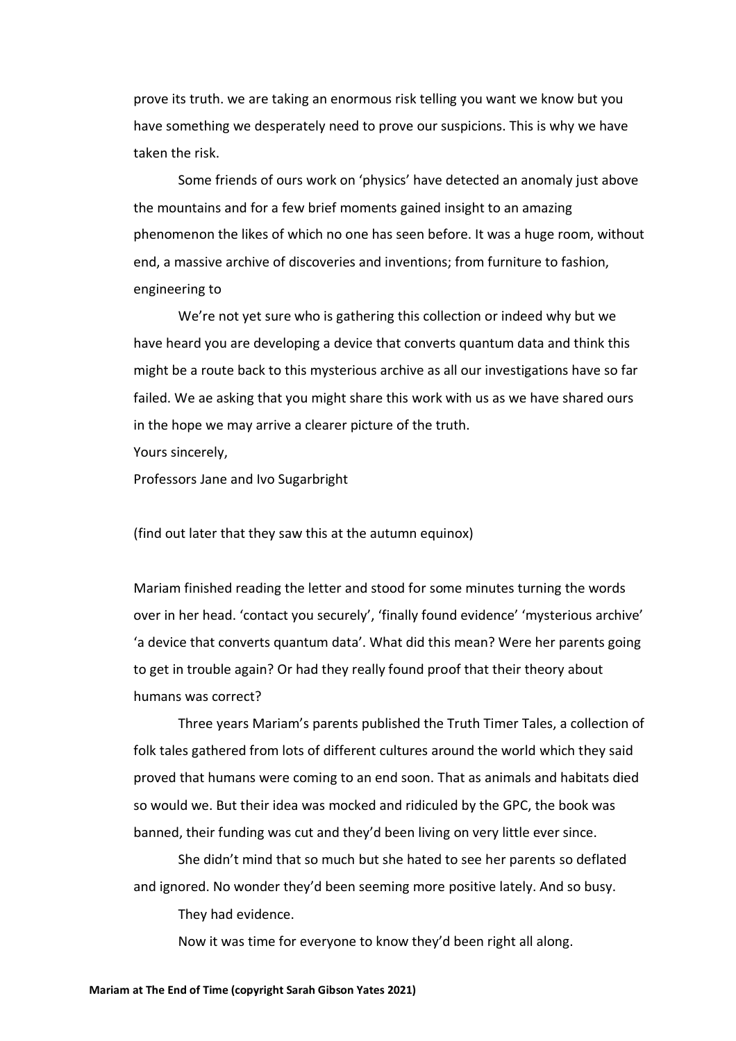prove its truth. we are taking an enormous risk telling you want we know but you have something we desperately need to prove our suspicions. This is why we have taken the risk.

Some friends of ours work on 'physics' have detected an anomaly just above the mountains and for a few brief moments gained insight to an amazing phenomenon the likes of which no one has seen before. It was a huge room, without end, a massive archive of discoveries and inventions; from furniture to fashion, engineering to

We're not yet sure who is gathering this collection or indeed why but we have heard you are developing a device that converts quantum data and think this might be a route back to this mysterious archive as all our investigations have so far failed. We ae asking that you might share this work with us as we have shared ours in the hope we may arrive a clearer picture of the truth.

Yours sincerely,

Professors Jane and Ivo Sugarbright

(find out later that they saw this at the autumn equinox)

Mariam finished reading the letter and stood for some minutes turning the words over in her head. 'contact you securely', 'finally found evidence' 'mysterious archive' 'a device that converts quantum data'. What did this mean? Were her parents going to get in trouble again? Or had they really found proof that their theory about humans was correct?

Three years Mariam's parents published the Truth Timer Tales, a collection of folk tales gathered from lots of different cultures around the world which they said proved that humans were coming to an end soon. That as animals and habitats died so would we. But their idea was mocked and ridiculed by the GPC, the book was banned, their funding was cut and they'd been living on very little ever since.

She didn't mind that so much but she hated to see her parents so deflated and ignored. No wonder they'd been seeming more positive lately. And so busy.

They had evidence.

Now it was time for everyone to know they'd been right all along.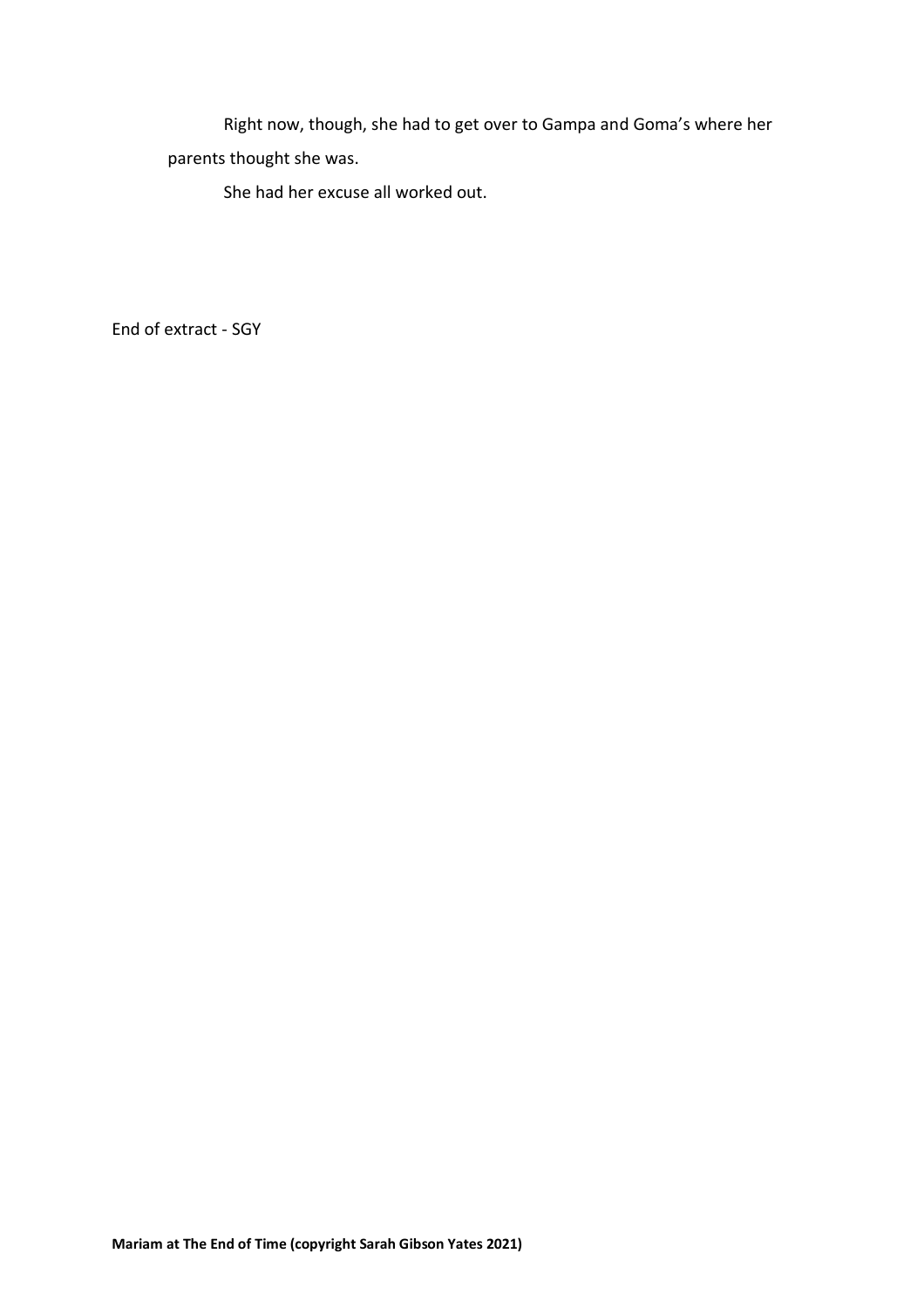Right now, though, she had to get over to Gampa and Goma's where her parents thought she was.

She had her excuse all worked out.

End of extract - SGY